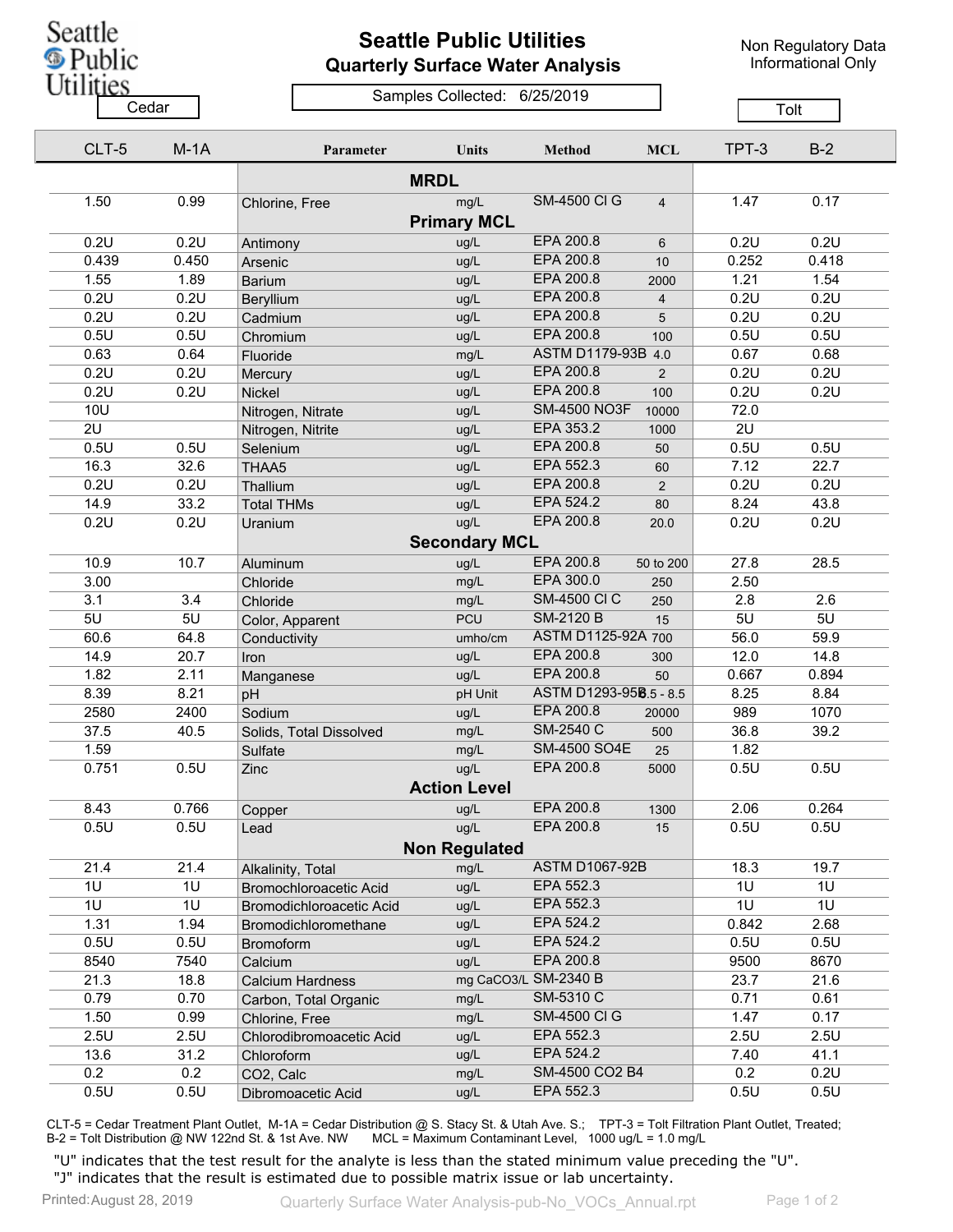# Seattle Public Utilities

## Quarterly Surface Water Analysis

Non Regulatory Data
Informational Only

Samples Collected: 6/25/2019

| Cedar | | | | | | Tolt | |
|---|---|---|---|---|---|---|---|
| CLT-5 | M-1A | Parameter | Units | Method | MCL | TPT-3 | B-2 |
| | | **MRDL** | | | | | |
| 1.50 | 0.99 | Chlorine, Free | mg/L | SM-4500 Cl G | 4 | 1.47 | 0.17 |
| | | **Primary MCL** | | | | | |
| 0.2U | 0.2U | Antimony | ug/L | EPA 200.8 | 6 | 0.2U | 0.2U |
| 0.439 | 0.450 | Arsenic | ug/L | EPA 200.8 | 10 | 0.252 | 0.418 |
| 1.55 | 1.89 | Barium | ug/L | EPA 200.8 | 2000 | 1.21 | 1.54 |
| 0.2U | 0.2U | Beryllium | ug/L | EPA 200.8 | 4 | 0.2U | 0.2U |
| 0.2U | 0.2U | Cadmium | ug/L | EPA 200.8 | 5 | 0.2U | 0.2U |
| 0.5U | 0.5U | Chromium | ug/L | EPA 200.8 | 100 | 0.5U | 0.5U |
| 0.63 | 0.64 | Fluoride | mg/L | ASTM D1179-93B | 4.0 | 0.67 | 0.68 |
| 0.2U | 0.2U | Mercury | ug/L | EPA 200.8 | 2 | 0.2U | 0.2U |
| 0.2U | 0.2U | Nickel | ug/L | EPA 200.8 | 100 | 0.2U | 0.2U |
| 10U | | Nitrogen, Nitrate | ug/L | SM-4500 NO3F | 10000 | 72.0 | |
| 2U | | Nitrogen, Nitrite | ug/L | EPA 353.2 | 1000 | 2U | |
| 0.5U | 0.5U | Selenium | ug/L | EPA 200.8 | 50 | 0.5U | 0.5U |
| 16.3 | 32.6 | THAA5 | ug/L | EPA 552.3 | 60 | 7.12 | 22.7 |
| 0.2U | 0.2U | Thallium | ug/L | EPA 200.8 | 2 | 0.2U | 0.2U |
| 14.9 | 33.2 | Total THMs | ug/L | EPA 524.2 | 80 | 8.24 | 43.8 |
| 0.2U | 0.2U | Uranium | ug/L | EPA 200.8 | 20.0 | 0.2U | 0.2U |
| | | **Secondary MCL** | | | | | |
| 10.9 | 10.7 | Aluminum | ug/L | EPA 200.8 | 50 to 200 | 27.8 | 28.5 |
| 3.00 | | Chloride | mg/L | EPA 300.0 | 250 | 2.50 | |
| 3.1 | 3.4 | Chloride | mg/L | SM-4500 Cl C | 250 | 2.8 | 2.6 |
| 5U | 5U | Color, Apparent | PCU | SM-2120 B | 15 | 5U | 5U |
| 60.6 | 64.8 | Conductivity | umho/cm | ASTM D1125-92A | 700 | 56.0 | 59.9 |
| 14.9 | 20.7 | Iron | ug/L | EPA 200.8 | 300 | 12.0 | 14.8 |
| 1.82 | 2.11 | Manganese | ug/L | EPA 200.8 | 50 | 0.667 | 0.894 |
| 8.39 | 8.21 | pH | pH Unit | ASTM D1293-95B | 6.5 - 8.5 | 8.25 | 8.84 |
| 2580 | 2400 | Sodium | ug/L | EPA 200.8 | 20000 | 989 | 1070 |
| 37.5 | 40.5 | Solids, Total Dissolved | mg/L | SM-2540 C | 500 | 36.8 | 39.2 |
| 1.59 | | Sulfate | mg/L | SM-4500 SO4E | 25 | 1.82 | |
| 0.751 | 0.5U | Zinc | ug/L | EPA 200.8 | 5000 | 0.5U | 0.5U |
| | | **Action Level** | | | | | |
| 8.43 | 0.766 | Copper | ug/L | EPA 200.8 | 1300 | 2.06 | 0.264 |
| 0.5U | 0.5U | Lead | ug/L | EPA 200.8 | 15 | 0.5U | 0.5U |
| | | **Non Regulated** | | | | | |
| 21.4 | 21.4 | Alkalinity, Total | mg/L | ASTM D1067-92B | | 18.3 | 19.7 |
| 1U | 1U | Bromochloroacetic Acid | ug/L | EPA 552.3 | | 1U | 1U |
| 1U | 1U | Bromodichloroacetic Acid | ug/L | EPA 552.3 | | 1U | 1U |
| 1.31 | 1.94 | Bromodichloromethane | ug/L | EPA 524.2 | | 0.842 | 2.68 |
| 0.5U | 0.5U | Bromoform | ug/L | EPA 524.2 | | 0.5U | 0.5U |
| 8540 | 7540 | Calcium | ug/L | EPA 200.8 | | 9500 | 8670 |
| 21.3 | 18.8 | Calcium Hardness | mg CaCO3/L | SM-2340 B | | 23.7 | 21.6 |
| 0.79 | 0.70 | Carbon, Total Organic | mg/L | SM-5310 C | | 0.71 | 0.61 |
| 1.50 | 0.99 | Chlorine, Free | mg/L | SM-4500 Cl G | | 1.47 | 0.17 |
| 2.5U | 2.5U | Chlorodibromoacetic Acid | ug/L | EPA 552.3 | | 2.5U | 2.5U |
| 13.6 | 31.2 | Chloroform | ug/L | EPA 524.2 | | 7.40 | 41.1 |
| 0.2 | 0.2 | CO2, Calc | mg/L | SM-4500 CO2 B4 | | 0.2 | 0.2U |
| 0.5U | 0.5U | Dibromoacetic Acid | ug/L | EPA 552.3 | | 0.5U | 0.5U |

CLT-5 = Cedar Treatment Plant Outlet, M-1A = Cedar Distribution @ S. Stacy St. & Utah Ave. S.; TPT-3 = Tolt Filtration Plant Outlet, Treated; B-2 = Tolt Distribution @ NW 122nd St. & 1st Ave. NW MCL = Maximum Contaminant Level, 1000 ug/L = 1.0 mg/L

"U" indicates that the test result for the analyte is less than the stated minimum value preceding the "U".
"J" indicates that the result is estimated due to possible matrix issue or lab uncertainty.

Printed: August 28, 2019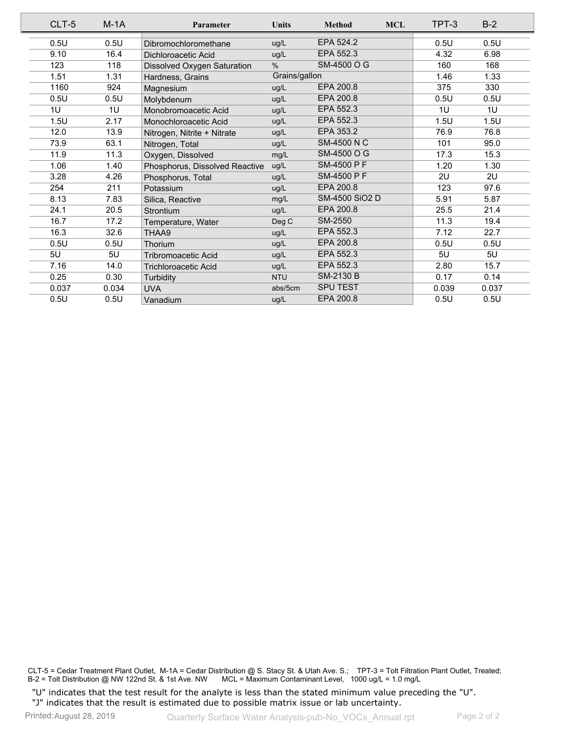| CLT-5 | M-1A | Parameter | Units | Method | MCL | TPT-3 | B-2 |
|---|---|---|---|---|---|---|---|
| 0.5U | 0.5U | Dibromochloromethane | ug/L | EPA 524.2 | | 0.5U | 0.5U |
| 9.10 | 16.4 | Dichloroacetic Acid | ug/L | EPA 552.3 | | 4.32 | 6.98 |
| 123 | 118 | Dissolved Oxygen Saturation | % | SM-4500 O G | | 160 | 168 |
| 1.51 | 1.31 | Hardness, Grains | Grains/gallon | | | 1.46 | 1.33 |
| 1160 | 924 | Magnesium | ug/L | EPA 200.8 | | 375 | 330 |
| 0.5U | 0.5U | Molybdenum | ug/L | EPA 200.8 | | 0.5U | 0.5U |
| 1U | 1U | Monobromoacetic Acid | ug/L | EPA 552.3 | | 1U | 1U |
| 1.5U | 2.17 | Monochloroacetic Acid | ug/L | EPA 552.3 | | 1.5U | 1.5U |
| 12.0 | 13.9 | Nitrogen, Nitrite + Nitrate | ug/L | EPA 353.2 | | 76.9 | 76.8 |
| 73.9 | 63.1 | Nitrogen, Total | ug/L | SM-4500 N C | | 101 | 95.0 |
| 11.9 | 11.3 | Oxygen, Dissolved | mg/L | SM-4500 O G | | 17.3 | 15.3 |
| 1.06 | 1.40 | Phosphorus, Dissolved Reactive | ug/L | SM-4500 P F | | 1.20 | 1.30 |
| 3.28 | 4.26 | Phosphorus, Total | ug/L | SM-4500 P F | | 2U | 2U |
| 254 | 211 | Potassium | ug/L | EPA 200.8 | | 123 | 97.6 |
| 8.13 | 7.83 | Silica, Reactive | mg/L | SM-4500 SiO2 D | | 5.91 | 5.87 |
| 24.1 | 20.5 | Strontium | ug/L | EPA 200.8 | | 25.5 | 21.4 |
| 16.7 | 17.2 | Temperature, Water | Deg C | SM-2550 | | 11.3 | 19.4 |
| 16.3 | 32.6 | THAA9 | ug/L | EPA 552.3 | | 7.12 | 22.7 |
| 0.5U | 0.5U | Thorium | ug/L | EPA 200.8 | | 0.5U | 0.5U |
| 5U | 5U | Tribromoacetic Acid | ug/L | EPA 552.3 | | 5U | 5U |
| 7.16 | 14.0 | Trichloroacetic Acid | ug/L | EPA 552.3 | | 2.80 | 15.7 |
| 0.25 | 0.30 | Turbidity | NTU | SM-2130 B | | 0.17 | 0.14 |
| 0.037 | 0.034 | UVA | abs/5cm | SPU TEST | | 0.039 | 0.037 |
| 0.5U | 0.5U | Vanadium | ug/L | EPA 200.8 | | 0.5U | 0.5U |

CLT-5 = Cedar Treatment Plant Outlet, M-1A = Cedar Distribution @ S. Stacy St. & Utah Ave. S.; TPT-3 = Tolt Filtration Plant Outlet, Treated; B-2 = Tolt Distribution @ NW 122nd St. & 1st Ave. NW MCL = Maximum Contaminant Level, 1000 ug/L = 1.0 mg/L

"U" indicates that the test result for the analyte is less than the stated minimum value preceding the "U".
"J" indicates that the result is estimated due to possible matrix issue or lab uncertainty.

Printed: August 28, 2019